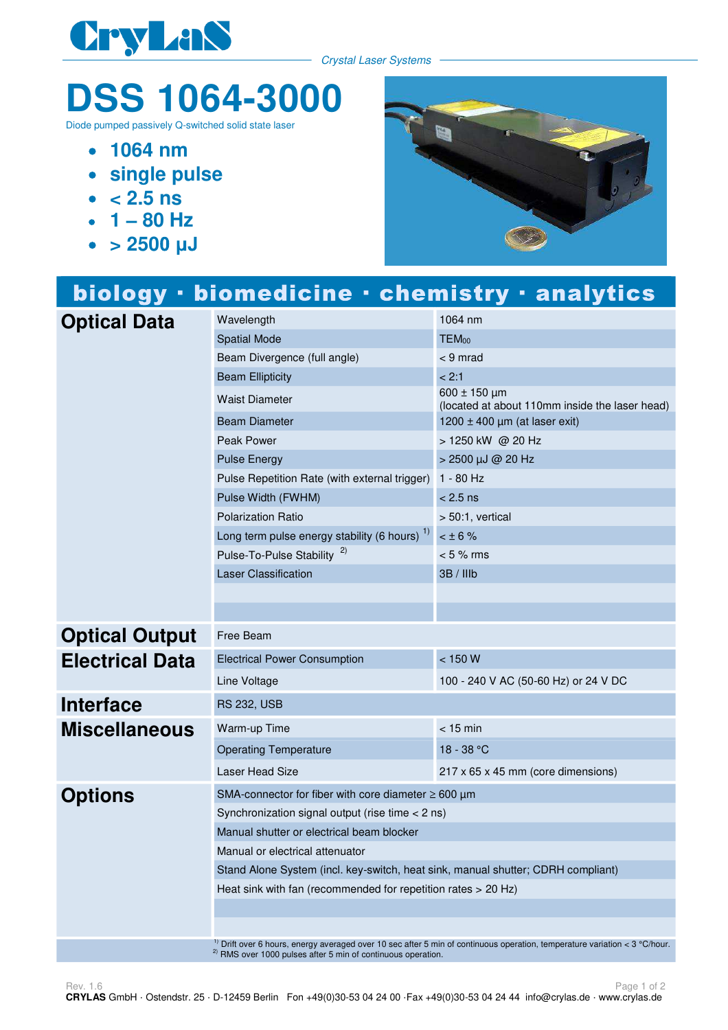**CryLaS**

*Crystal Laser Systems*

# DSS 1064-3000

Diode pumped passively Q-switched solid state laser

- **1064 nm**
- **single pulse**
- **< 2.5 ns**
- **1 – 80 Hz**
- **> 2500 µJ**

## biology · biomedicine · chemistry · analytics

| | | |
|---|---|---|
| **Optical Data** | Wavelength | 1064 nm |
| | Spatial Mode | $TEM_{00}$ |
| | Beam Divergence (full angle) | < 9 mrad |
| | Beam Ellipticity | < 2:1 |
| | Waist Diameter | 600 ± 150 µm (located at about 110mm inside the laser head) |
| | Beam Diameter | 1200 ± 400 µm (at laser exit) |
| | Peak Power | > 1250 kW @ 20 Hz |
| | Pulse Energy | > 2500 µJ @ 20 Hz |
| | Pulse Repetition Rate (with external trigger) | 1 - 80 Hz |
| | Pulse Width (FWHM) | < 2.5 ns |
| | Polarization Ratio | > 50:1, vertical |
| | Long term pulse energy stability (6 hours) [1] | < ± 6 % |
| | Pulse-To-Pulse Stability [2] | < 5 % rms |
| | Laser Classification | 3B / IIIb |
| **Optical Output** | Free Beam | |
| **Electrical Data** | Electrical Power Consumption | < 150 W |
| | Line Voltage | 100 - 240 V AC (50-60 Hz) or 24 V DC |
| **Interface** | RS 232, USB | |
| **Miscellaneous** | Warm-up Time | < 15 min |
| | Operating Temperature | 18 - 38 °C |
| | Laser Head Size | 217 x 65 x 45 mm (core dimensions) |
| **Options** | SMA-connector for fiber with core diameter ≥ 600 µm | |
| | Synchronization signal output (rise time < 2 ns) | |
| | Manual shutter or electrical beam blocker | |
| | Manual or electrical attenuator | |
| | Stand Alone System (incl. key-switch, heat sink, manual shutter; CDRH compliant) | |
| | Heat sink with fan (recommended for repetition rates > 20 Hz) | |

[1] Drift over 6 hours, energy averaged over 10 sec after 5 min of continuous operation, temperature variation < 3 °C/hour.
[2] RMS over 1000 pulses after 5 min of continuous operation.

Rev. 1.6

**CRYLAS** GmbH · Ostendstr. 25 · D-12459 Berlin Fon +49(0)30-53 04 24 00 ·Fax +49(0)30-53 04 24 44 info@crylas.de · www.crylas.de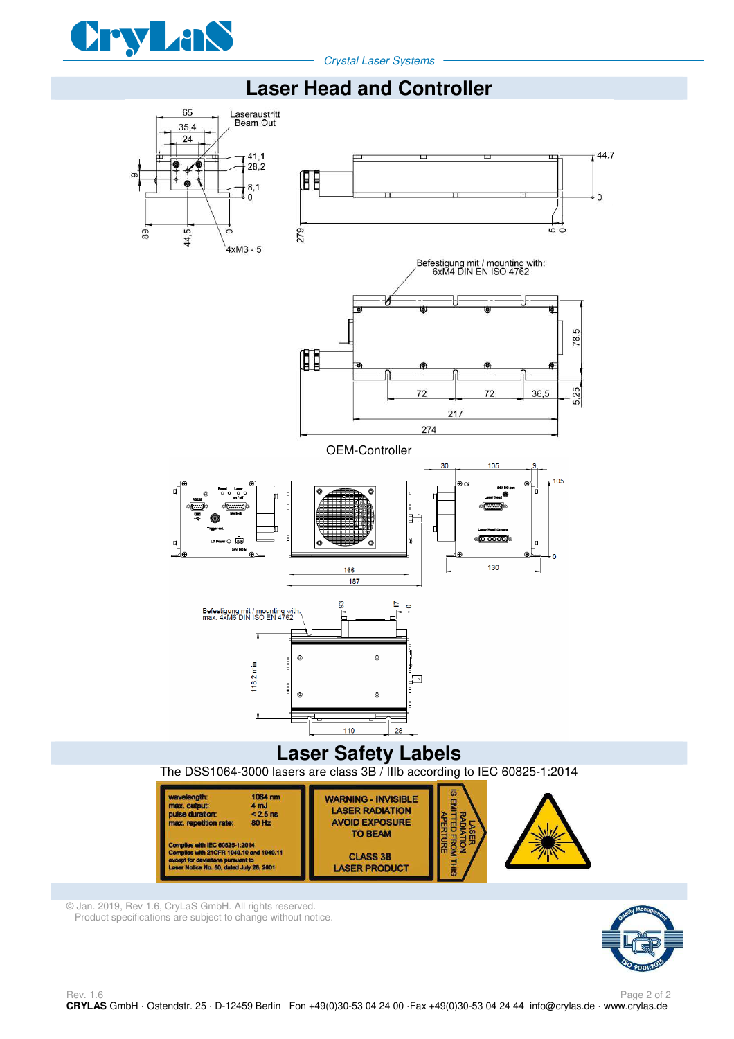## Laser Head and Controller

65
35,4
24
Laseraustritt
Beam Out
41,1
28,2
8,1
0
9
89
44,5
0
4xM3 - 5
279
44,7
0
5
0

Befestigung mit / mounting with:
6xM4 DIN EN ISO 4762

78,5
5,25
72
72
36,5
217
274

OEM-Controller

30
105
9
105
0
166
187
130

Befestigung mit / mounting with:
max. 4xM6 DIN ISO EN 4762

93
17
0
118,2 min
110
28

## Laser Safety Labels

The DSS1064-3000 lasers are class 3B / IIIb according to IEC 60825-1:2014

| | |
|---|---|
| wavelength: | 1064 nm |
| max. output: | 4 mJ |
| pulse duration: | < 2.5 ns |
| max. repetition rate: | 60 Hz |

Complies with IEC 60825-1:2014
Complies with 21CFR 1040.10 and 1040.11
except for deviations pursuant to
Laser Notice No. 50, dated July 26, 2001

WARNING - INVISIBLE LASER RADIATION
AVOID EXPOSURE TO BEAM

CLASS 3B LASER PRODUCT

LASER RADIATION IS EMITTED FROM THIS APERTURE

© Jan. 2019, Rev 1.6, CryLaS GmbH. All rights reserved.
Product specifications are subject to change without notice.

Rev. 1.6

**CRYLAS** GmbH · Ostendstr. 25 · D-12459 Berlin Fon +49(0)30-53 04 24 00 ·Fax +49(0)30-53 04 24 44 info@crylas.de · www.crylas.de